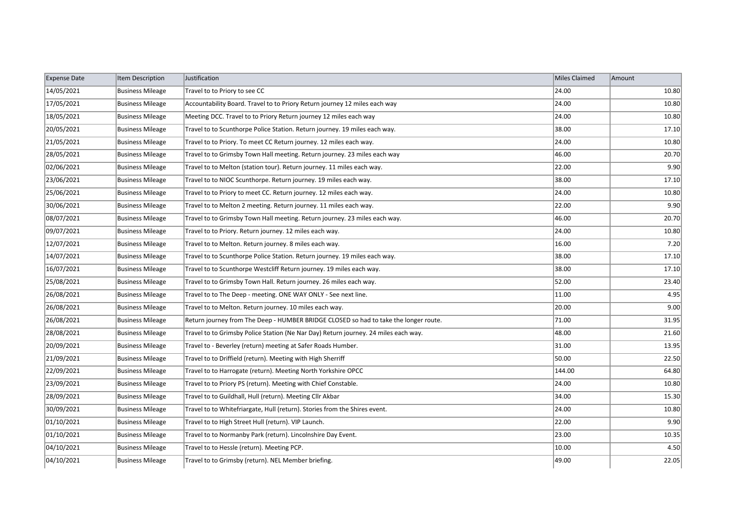| Expense Date | Item Description | Justification | Miles Claimed | Amount |
|---|---|---|---|---|
| 14/05/2021 | Business Mileage | Travel to to Priory to see CC | 24.00 | 10.80 |
| 17/05/2021 | Business Mileage | Accountability Board. Travel to to Priory Return journey 12 miles each way | 24.00 | 10.80 |
| 18/05/2021 | Business Mileage | Meeting DCC. Travel to to Priory Return journey 12 miles each way | 24.00 | 10.80 |
| 20/05/2021 | Business Mileage | Travel to to Scunthorpe Police Station. Return journey. 19 miles each way. | 38.00 | 17.10 |
| 21/05/2021 | Business Mileage | Travel to to Priory. To meet CC Return journey. 12 miles each way. | 24.00 | 10.80 |
| 28/05/2021 | Business Mileage | Travel to to Grimsby Town Hall meeting. Return journey. 23 miles each way | 46.00 | 20.70 |
| 02/06/2021 | Business Mileage | Travel to to Melton (station tour). Return journey. 11 miles each way. | 22.00 | 9.90 |
| 23/06/2021 | Business Mileage | Travel to to NIOC Scunthorpe. Return journey. 19 miles each way. | 38.00 | 17.10 |
| 25/06/2021 | Business Mileage | Travel to to Priory to meet CC. Return journey. 12 miles each way. | 24.00 | 10.80 |
| 30/06/2021 | Business Mileage | Travel to to Melton 2 meeting. Return journey. 11 miles each way. | 22.00 | 9.90 |
| 08/07/2021 | Business Mileage | Travel to to Grimsby Town Hall meeting. Return journey. 23 miles each way. | 46.00 | 20.70 |
| 09/07/2021 | Business Mileage | Travel to to Priory. Return journey. 12 miles each way. | 24.00 | 10.80 |
| 12/07/2021 | Business Mileage | Travel to to Melton. Return journey. 8 miles each way. | 16.00 | 7.20 |
| 14/07/2021 | Business Mileage | Travel to to Scunthorpe Police Station. Return journey. 19 miles each way. | 38.00 | 17.10 |
| 16/07/2021 | Business Mileage | Travel to to Scunthorpe Westcliff Return journey. 19 miles each way. | 38.00 | 17.10 |
| 25/08/2021 | Business Mileage | Travel to to Grimsby Town Hall. Return journey. 26 miles each way. | 52.00 | 23.40 |
| 26/08/2021 | Business Mileage | Travel to to The Deep - meeting. ONE WAY ONLY - See next line. | 11.00 | 4.95 |
| 26/08/2021 | Business Mileage | Travel to to Melton. Return journey. 10 miles each way. | 20.00 | 9.00 |
| 26/08/2021 | Business Mileage | Return journey from The Deep - HUMBER BRIDGE CLOSED so had to take the longer route. | 71.00 | 31.95 |
| 28/08/2021 | Business Mileage | Travel to to Grimsby Police Station (Ne Nar Day) Return journey. 24 miles each way. | 48.00 | 21.60 |
| 20/09/2021 | Business Mileage | Travel to - Beverley (return) meeting at Safer Roads Humber. | 31.00 | 13.95 |
| 21/09/2021 | Business Mileage | Travel to to Driffield (return). Meeting with High Sherriff | 50.00 | 22.50 |
| 22/09/2021 | Business Mileage | Travel to to Harrogate (return). Meeting North Yorkshire OPCC | 144.00 | 64.80 |
| 23/09/2021 | Business Mileage | Travel to to Priory PS (return). Meeting with Chief Constable. | 24.00 | 10.80 |
| 28/09/2021 | Business Mileage | Travel to to Guildhall, Hull (return). Meeting Cllr Akbar | 34.00 | 15.30 |
| 30/09/2021 | Business Mileage | Travel to to Whitefriargate, Hull (return). Stories from the Shires event. | 24.00 | 10.80 |
| 01/10/2021 | Business Mileage | Travel to to High Street Hull (return). VIP Launch. | 22.00 | 9.90 |
| 01/10/2021 | Business Mileage | Travel to to Normanby Park (return). Lincolnshire Day Event. | 23.00 | 10.35 |
| 04/10/2021 | Business Mileage | Travel to to Hessle (return). Meeting PCP. | 10.00 | 4.50 |
| 04/10/2021 | Business Mileage | Travel to to Grimsby (return). NEL Member briefing. | 49.00 | 22.05 |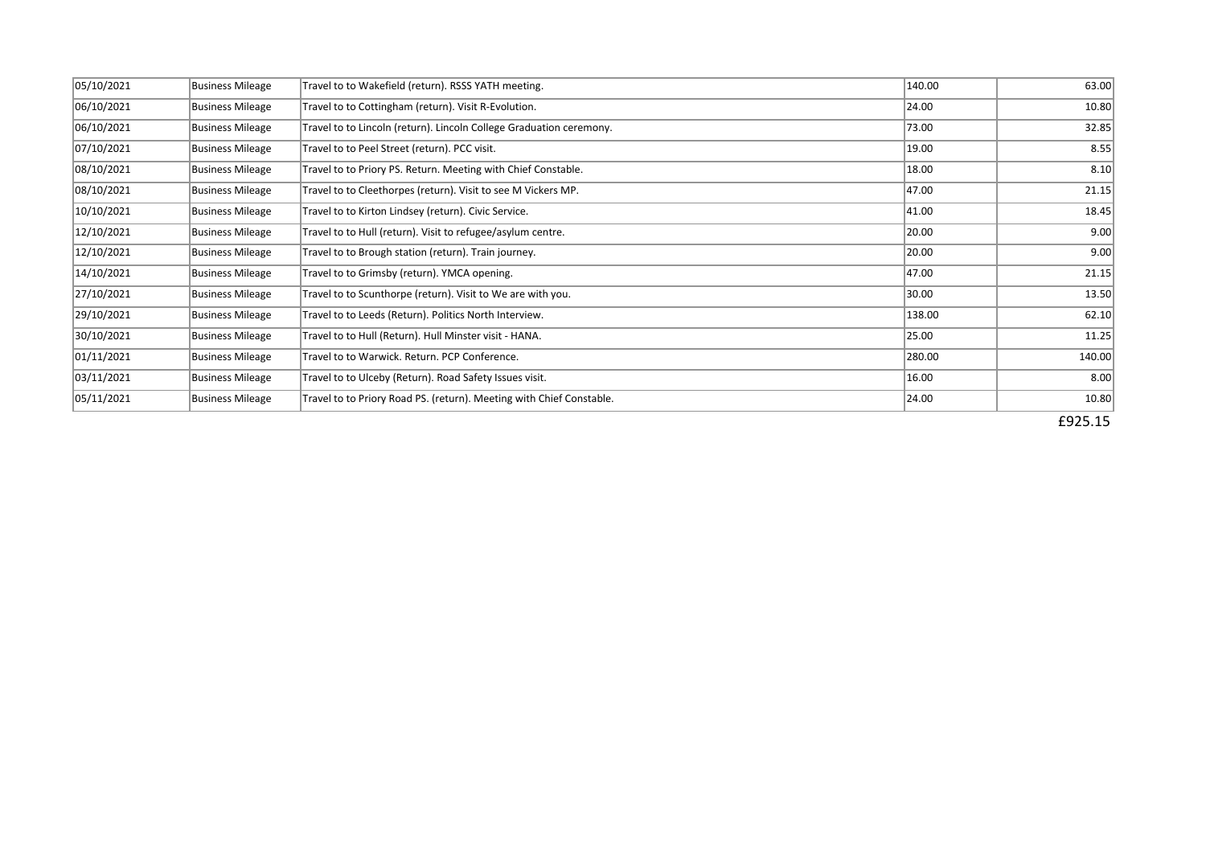| | | | | |
|---|---|---|---|---|
| 05/10/2021 | Business Mileage | Travel to to Wakefield (return). RSSS YATH meeting. | 140.00 | 63.00 |
| 06/10/2021 | Business Mileage | Travel to to Cottingham (return). Visit R-Evolution. | 24.00 | 10.80 |
| 06/10/2021 | Business Mileage | Travel to to Lincoln (return). Lincoln College Graduation ceremony. | 73.00 | 32.85 |
| 07/10/2021 | Business Mileage | Travel to to Peel Street (return). PCC visit. | 19.00 | 8.55 |
| 08/10/2021 | Business Mileage | Travel to to Priory PS. Return. Meeting with Chief Constable. | 18.00 | 8.10 |
| 08/10/2021 | Business Mileage | Travel to to Cleethorpes (return). Visit to see M Vickers MP. | 47.00 | 21.15 |
| 10/10/2021 | Business Mileage | Travel to to Kirton Lindsey (return). Civic Service. | 41.00 | 18.45 |
| 12/10/2021 | Business Mileage | Travel to to Hull (return). Visit to refugee/asylum centre. | 20.00 | 9.00 |
| 12/10/2021 | Business Mileage | Travel to to Brough station (return). Train journey. | 20.00 | 9.00 |
| 14/10/2021 | Business Mileage | Travel to to Grimsby (return). YMCA opening. | 47.00 | 21.15 |
| 27/10/2021 | Business Mileage | Travel to to Scunthorpe (return). Visit to We are with you. | 30.00 | 13.50 |
| 29/10/2021 | Business Mileage | Travel to to Leeds (Return). Politics North Interview. | 138.00 | 62.10 |
| 30/10/2021 | Business Mileage | Travel to to Hull (Return). Hull Minster visit - HANA. | 25.00 | 11.25 |
| 01/11/2021 | Business Mileage | Travel to to Warwick. Return. PCP Conference. | 280.00 | 140.00 |
| 03/11/2021 | Business Mileage | Travel to to Ulceby (Return). Road Safety Issues visit. | 16.00 | 8.00 |
| 05/11/2021 | Business Mileage | Travel to to Priory Road PS. (return). Meeting with Chief Constable. | 24.00 | 10.80 |
| | | | | £925.15 |